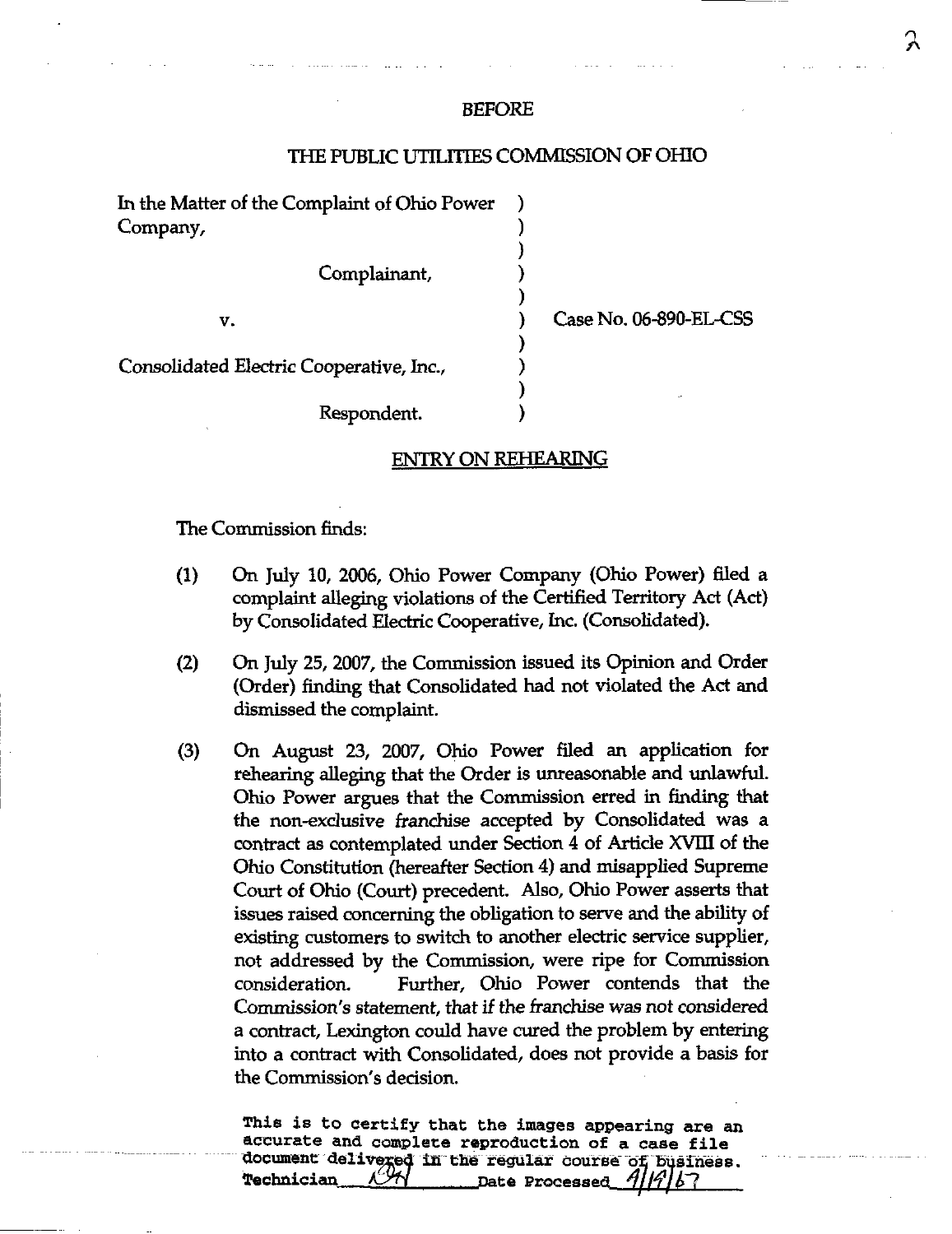BEFORE

THE PUBLIC UTILITIES COMMISSION OF OHIO

In the Matter of the Complaint of Ohio Power Company,

Complainant,

v.

Consolidated Electric Cooperative, Inc.,

Respondent.

Case No. 06-890-EL-CSS

ENTRY ON REHEARING

The Commission finds:

(1) On July 10, 2006, Ohio Power Company (Ohio Power) filed a complaint alleging violations of the Certified Territory Act (Act) by Consolidated Electric Cooperative, Inc. (Consolidated).

(2) On July 25, 2007, the Commission issued its Opinion and Order (Order) finding that Consolidated had not violated the Act and dismissed the complaint.

(3) On August 23, 2007, Ohio Power filed an application for rehearing alleging that the Order is unreasonable and unlawful. Ohio Power argues that the Commission erred in finding that the non-exclusive franchise accepted by Consolidated was a contract as contemplated under Section 4 of Article XVIII of the Ohio Constitution (hereafter Section 4) and misapplied Supreme Court of Ohio (Court) precedent. Also, Ohio Power asserts that issues raised concerning the obligation to serve and the ability of existing customers to switch to another electric service supplier, not addressed by the Commission, were ripe for Commission consideration. Further, Ohio Power contends that the Commission's statement, that if the franchise was not considered a contract, Lexington could have cured the problem by entering into a contract with Consolidated, does not provide a basis for the Commission's decision.

This is to certify that the images appearing are an accurate and complete reproduction of a case file document delivered in the regular course of business. Technician KM Date Processed 9/19/07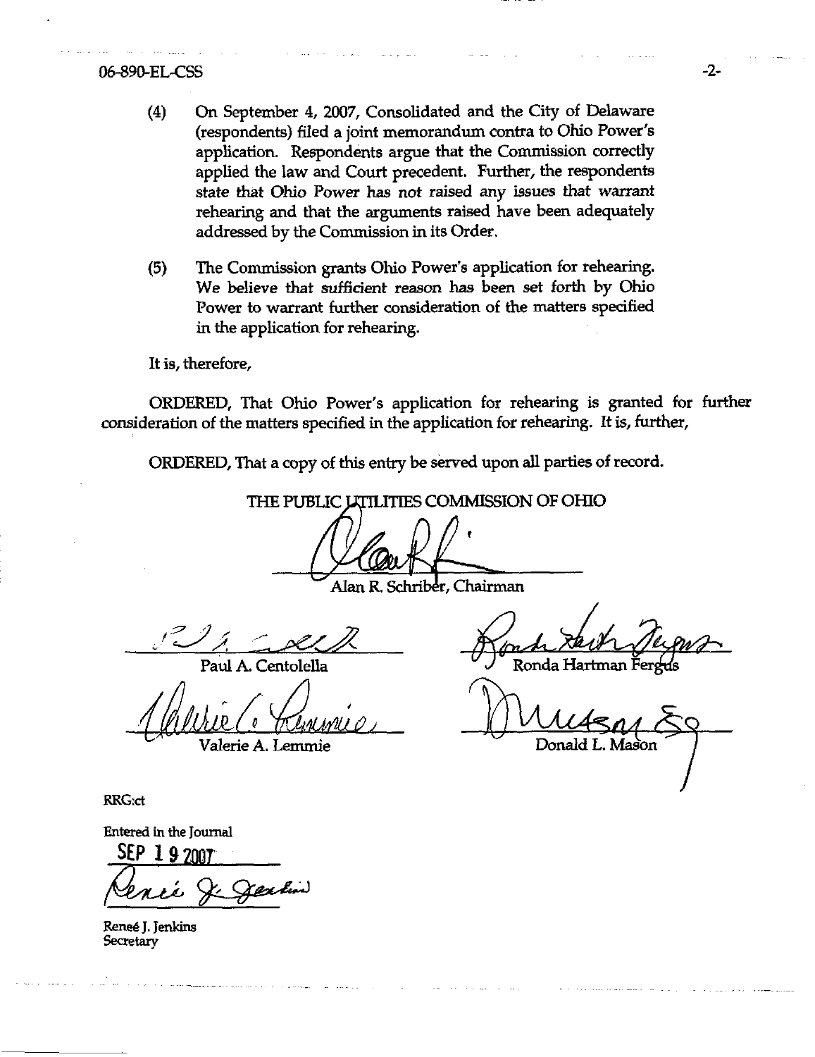(4) On September 4, 2007, Consolidated and the City of Delaware (respondents) filed a joint memorandum contra to Ohio Power's application. Respondents argue that the Commission correctly applied the law and Court precedent. Further, the respondents state that Ohio Power has not raised any issues that warrant rehearing and that the arguments raised have been adequately addressed by the Commission in its Order.

(5) The Commission grants Ohio Power's application for rehearing. We believe that sufficient reason has been set forth by Ohio Power to warrant further consideration of the matters specified in the application for rehearing.

It is, therefore,

ORDERED, That Ohio Power's application for rehearing is granted for further consideration of the matters specified in the application for rehearing. It is, further,

ORDERED, That a copy of this entry be served upon all parties of record.

THE PUBLIC UTILITIES COMMISSION OF OHIO

Alan R. Schriber, Chairman

Paul A. Centolella

Ronda Hartman Fergus

Valerie A. Lemmie

Donald L. Mason

RRG:ct

Entered in the Journal

SEP 19 2007

Reneé J. Jenkins
Secretary